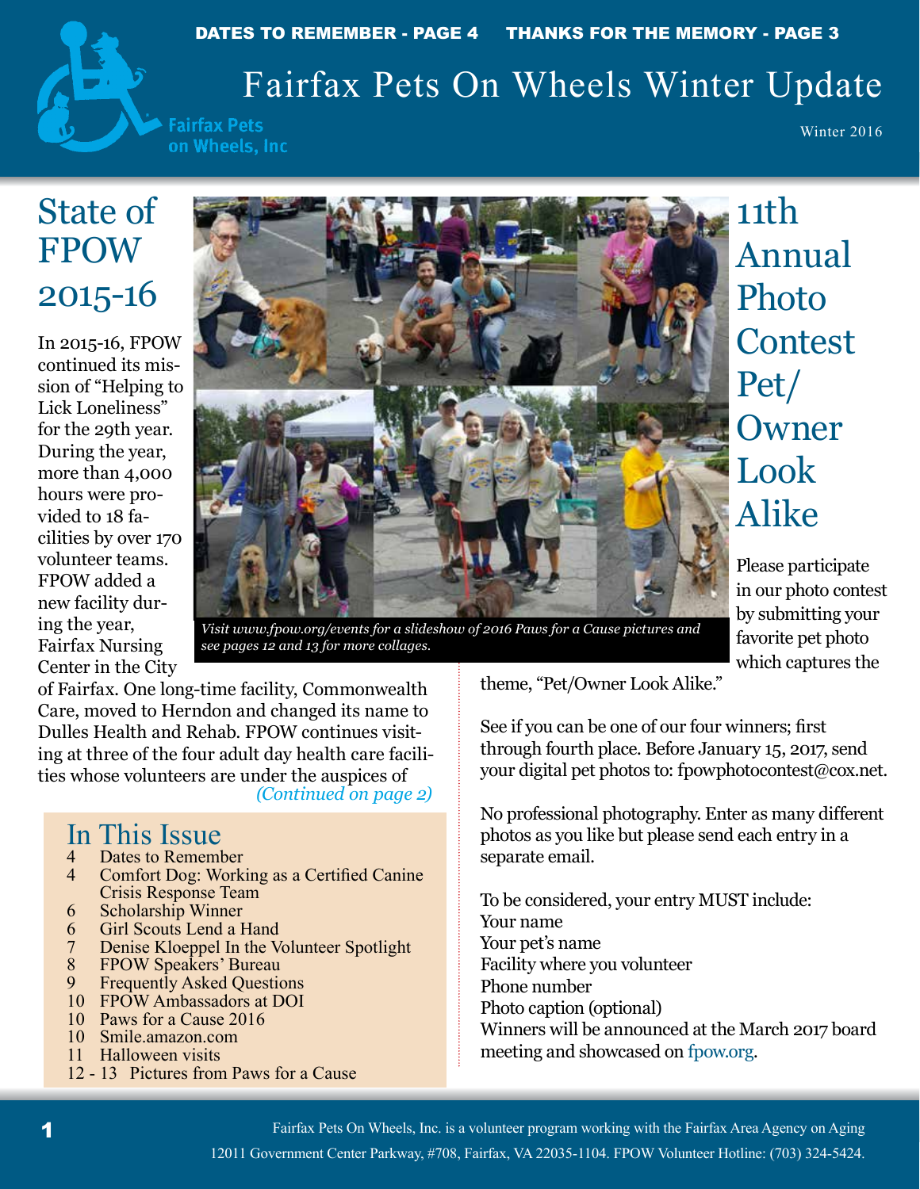DATES TO REMEMBER - PAGE 4 THANKS FOR THE MEMORY - PAGE 3

# Fairfax Pets On Wheels Winter Update

Fairfax Pets on Wheels, Inc

Winter 2016

## State of FPOW 2015-16

In 2015-16, FPOW continued its mission of "Helping to Lick Loneliness" for the 29th year. During the year, more than 4,000 hours were provided to 18 facilities by over 170 volunteer teams. FPOW added a new facility during the year, Fairfax Nursing Center in the City of Fairfax. One long-time facility, Commonwealth Care, moved to Herndon and changed its name to Dulles Health and Rehab. FPOW continues visiting at three of the four adult day health care facilities whose volunteers are under the auspices of

*(Continued on page 2)*

*Visit www.fpow.org/events for a slideshow of 2016 Paws for a Cause pictures and see pages 12 and 13 for more collages.*

## In This Issue

- 4 Dates to Remember
- 4 Comfort Dog: Working as a Certified Canine Crisis Response Team
- 6 Scholarship Winner
- 6 Girl Scouts Lend a Hand
- 7 Denise Kloeppel In the Volunteer Spotlight
- 8 FPOW Speakers' Bureau
- 9 Frequently Asked Questions
- 10 FPOW Ambassadors at DOI
- 10 Paws for a Cause 2016
- 10 Smile.amazon.com
- 11 Halloween visits
- 12 - 13 Pictures from Paws for a Cause

## 11th Annual Photo Contest Pet/Owner Look Alike

Please participate in our photo contest by submitting your favorite pet photo which captures the theme, "Pet/Owner Look Alike."

See if you can be one of our four winners; first through fourth place. Before January 15, 2017, send your digital pet photos to: fpowphotocontest@cox.net.

No professional photography. Enter as many different photos as you like but please send each entry in a separate email.

To be considered, your entry MUST include:
Your name
Your pet's name
Facility where you volunteer
Phone number
Photo caption (optional)
Winners will be announced at the March 2017 board meeting and showcased on fpow.org.

Fairfax Pets On Wheels, Inc. is a volunteer program working with the Fairfax Area Agency on Aging
12011 Government Center Parkway, #708, Fairfax, VA 22035-1104. FPOW Volunteer Hotline: (703) 324-5424.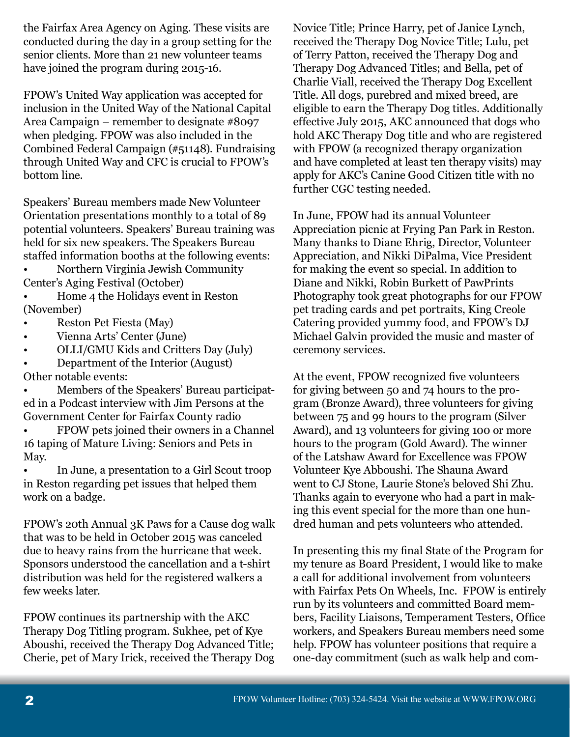the Fairfax Area Agency on Aging. These visits are conducted during the day in a group setting for the senior clients. More than 21 new volunteer teams have joined the program during 2015-16.

FPOW's United Way application was accepted for inclusion in the United Way of the National Capital Area Campaign – remember to designate #8097 when pledging. FPOW was also included in the Combined Federal Campaign (#51148). Fundraising through United Way and CFC is crucial to FPOW's bottom line.

Speakers' Bureau members made New Volunteer Orientation presentations monthly to a total of 89 potential volunteers. Speakers' Bureau training was held for six new speakers. The Speakers Bureau staffed information booths at the following events:

- Northern Virginia Jewish Community Center's Aging Festival (October)
- Home 4 the Holidays event in Reston (November)
- Reston Pet Fiesta (May)
- Vienna Arts' Center (June)
- OLLI/GMU Kids and Critters Day (July)
- Department of the Interior (August)

Other notable events:

- Members of the Speakers' Bureau participated in a Podcast interview with Jim Persons at the Government Center for Fairfax County radio
- FPOW pets joined their owners in a Channel 16 taping of Mature Living: Seniors and Pets in May.
- In June, a presentation to a Girl Scout troop in Reston regarding pet issues that helped them work on a badge.

FPOW's 20th Annual 3K Paws for a Cause dog walk that was to be held in October 2015 was canceled due to heavy rains from the hurricane that week. Sponsors understood the cancellation and a t-shirt distribution was held for the registered walkers a few weeks later.

FPOW continues its partnership with the AKC Therapy Dog Titling program. Sukhee, pet of Kye Aboushi, received the Therapy Dog Advanced Title; Cherie, pet of Mary Irick, received the Therapy Dog Novice Title; Prince Harry, pet of Janice Lynch, received the Therapy Dog Novice Title; Lulu, pet of Terry Patton, received the Therapy Dog and Therapy Dog Advanced Titles; and Bella, pet of Charlie Viall, received the Therapy Dog Excellent Title. All dogs, purebred and mixed breed, are eligible to earn the Therapy Dog titles. Additionally effective July 2015, AKC announced that dogs who hold AKC Therapy Dog title and who are registered with FPOW (a recognized therapy organization and have completed at least ten therapy visits) may apply for AKC's Canine Good Citizen title with no further CGC testing needed.

In June, FPOW had its annual Volunteer Appreciation picnic at Frying Pan Park in Reston. Many thanks to Diane Ehrig, Director, Volunteer Appreciation, and Nikki DiPalma, Vice President for making the event so special. In addition to Diane and Nikki, Robin Burkett of PawPrints Photography took great photographs for our FPOW pet trading cards and pet portraits, King Creole Catering provided yummy food, and FPOW's DJ Michael Galvin provided the music and master of ceremony services.

At the event, FPOW recognized five volunteers for giving between 50 and 74 hours to the program (Bronze Award), three volunteers for giving between 75 and 99 hours to the program (Silver Award), and 13 volunteers for giving 100 or more hours to the program (Gold Award). The winner of the Latshaw Award for Excellence was FPOW Volunteer Kye Abboushi. The Shauna Award went to CJ Stone, Laurie Stone's beloved Shi Zhu. Thanks again to everyone who had a part in making this event special for the more than one hundred human and pets volunteers who attended.

In presenting this my final State of the Program for my tenure as Board President, I would like to make a call for additional involvement from volunteers with Fairfax Pets On Wheels, Inc. FPOW is entirely run by its volunteers and committed Board members, Facility Liaisons, Temperament Testers, Office workers, and Speakers Bureau members need some help. FPOW has volunteer positions that require a one-day commitment (such as walk help and com-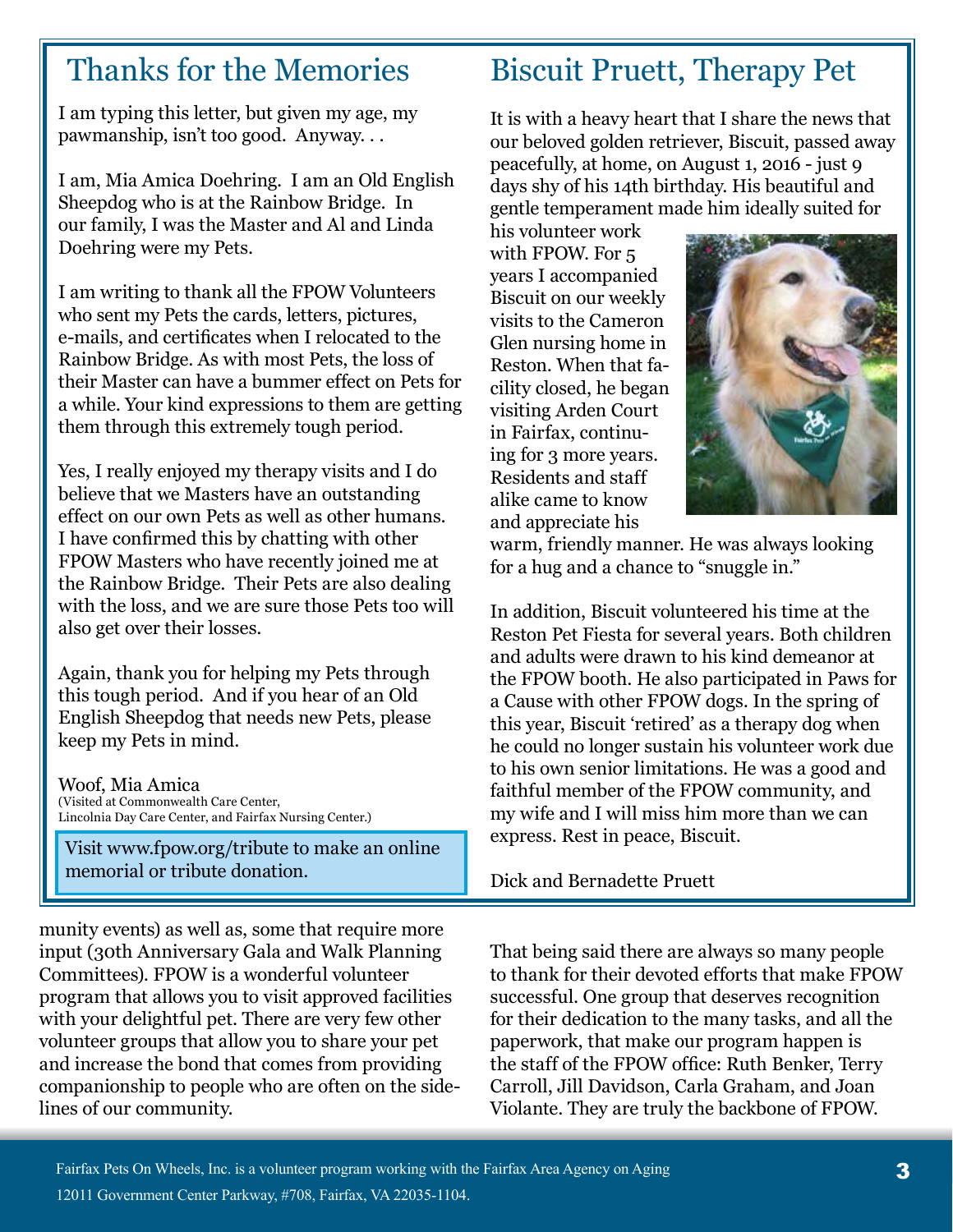## Thanks for the Memories

I am typing this letter, but given my age, my pawmanship, isn't too good. Anyway. . .

I am, Mia Amica Doehring. I am an Old English Sheepdog who is at the Rainbow Bridge. In our family, I was the Master and Al and Linda Doehring were my Pets.

I am writing to thank all the FPOW Volunteers who sent my Pets the cards, letters, pictures, e-mails, and certificates when I relocated to the Rainbow Bridge. As with most Pets, the loss of their Master can have a bummer effect on Pets for a while. Your kind expressions to them are getting them through this extremely tough period.

Yes, I really enjoyed my therapy visits and I do believe that we Masters have an outstanding effect on our own Pets as well as other humans. I have confirmed this by chatting with other FPOW Masters who have recently joined me at the Rainbow Bridge. Their Pets are also dealing with the loss, and we are sure those Pets too will also get over their losses.

Again, thank you for helping my Pets through this tough period. And if you hear of an Old English Sheepdog that needs new Pets, please keep my Pets in mind.

Woof, Mia Amica
(Visited at Commonwealth Care Center, Lincolnia Day Care Center, and Fairfax Nursing Center.)

Visit www.fpow.org/tribute to make an online memorial or tribute donation.

## Biscuit Pruett, Therapy Pet

It is with a heavy heart that I share the news that our beloved golden retriever, Biscuit, passed away peacefully, at home, on August 1, 2016 - just 9 days shy of his 14th birthday. His beautiful and gentle temperament made him ideally suited for his volunteer work with FPOW. For 5 years I accompanied Biscuit on our weekly visits to the Cameron Glen nursing home in Reston. When that facility closed, he began visiting Arden Court in Fairfax, continuing for 3 more years. Residents and staff alike came to know and appreciate his warm, friendly manner. He was always looking for a hug and a chance to "snuggle in."

In addition, Biscuit volunteered his time at the Reston Pet Fiesta for several years. Both children and adults were drawn to his kind demeanor at the FPOW booth. He also participated in Paws for a Cause with other FPOW dogs. In the spring of this year, Biscuit 'retired' as a therapy dog when he could no longer sustain his volunteer work due to his own senior limitations. He was a good and faithful member of the FPOW community, and my wife and I will miss him more than we can express. Rest in peace, Biscuit.

Dick and Bernadette Pruett

munity events) as well as, some that require more input (30th Anniversary Gala and Walk Planning Committees). FPOW is a wonderful volunteer program that allows you to visit approved facilities with your delightful pet. There are very few other volunteer groups that allow you to share your pet and increase the bond that comes from providing companionship to people who are often on the sidelines of our community.

That being said there are always so many people to thank for their devoted efforts that make FPOW successful. One group that deserves recognition for their dedication to the many tasks, and all the paperwork, that make our program happen is the staff of the FPOW office: Ruth Benker, Terry Carroll, Jill Davidson, Carla Graham, and Joan Violante. They are truly the backbone of FPOW.

Fairfax Pets On Wheels, Inc. is a volunteer program working with the Fairfax Area Agency on Aging
12011 Government Center Parkway, #708, Fairfax, VA 22035-1104.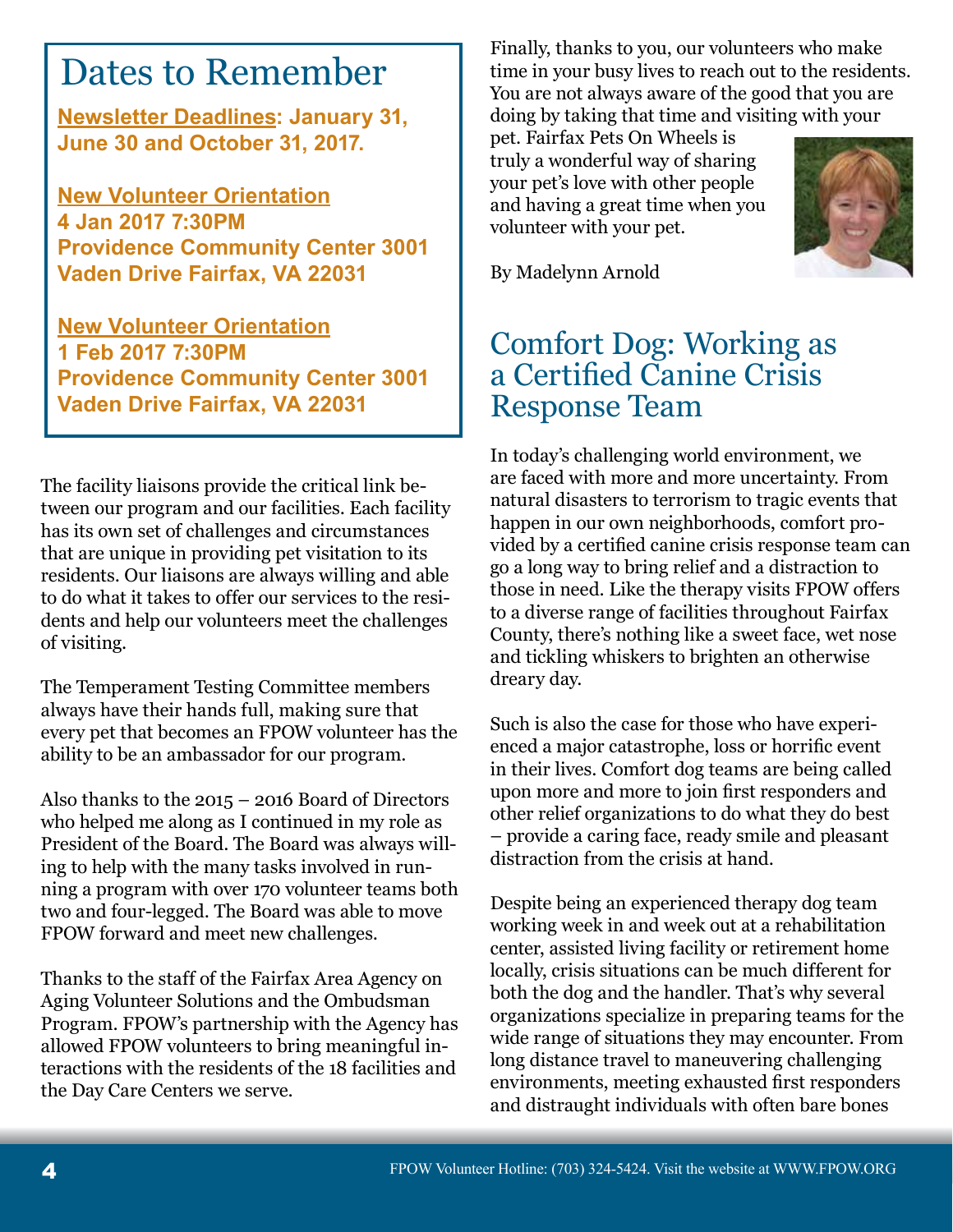## Dates to Remember

**Newsletter Deadlines: January 31, June 30 and October 31, 2017.**

**New Volunteer Orientation**
**4 Jan 2017 7:30PM**
**Providence Community Center 3001 Vaden Drive Fairfax, VA 22031**

**New Volunteer Orientation**
**1 Feb 2017 7:30PM**
**Providence Community Center 3001 Vaden Drive Fairfax, VA 22031**

The facility liaisons provide the critical link between our program and our facilities. Each facility has its own set of challenges and circumstances that are unique in providing pet visitation to its residents. Our liaisons are always willing and able to do what it takes to offer our services to the residents and help our volunteers meet the challenges of visiting.

The Temperament Testing Committee members always have their hands full, making sure that every pet that becomes an FPOW volunteer has the ability to be an ambassador for our program.

Also thanks to the 2015 – 2016 Board of Directors who helped me along as I continued in my role as President of the Board. The Board was always willing to help with the many tasks involved in running a program with over 170 volunteer teams both two and four-legged. The Board was able to move FPOW forward and meet new challenges.

Thanks to the staff of the Fairfax Area Agency on Aging Volunteer Solutions and the Ombudsman Program. FPOW's partnership with the Agency has allowed FPOW volunteers to bring meaningful interactions with the residents of the 18 facilities and the Day Care Centers we serve.

Finally, thanks to you, our volunteers who make time in your busy lives to reach out to the residents. You are not always aware of the good that you are doing by taking that time and visiting with your pet. Fairfax Pets On Wheels is truly a wonderful way of sharing your pet's love with other people and having a great time when you volunteer with your pet.

By Madelynn Arnold

## Comfort Dog: Working as a Certified Canine Crisis Response Team

In today's challenging world environment, we are faced with more and more uncertainty. From natural disasters to terrorism to tragic events that happen in our own neighborhoods, comfort provided by a certified canine crisis response team can go a long way to bring relief and a distraction to those in need. Like the therapy visits FPOW offers to a diverse range of facilities throughout Fairfax County, there's nothing like a sweet face, wet nose and tickling whiskers to brighten an otherwise dreary day.

Such is also the case for those who have experienced a major catastrophe, loss or horrific event in their lives. Comfort dog teams are being called upon more and more to join first responders and other relief organizations to do what they do best – provide a caring face, ready smile and pleasant distraction from the crisis at hand.

Despite being an experienced therapy dog team working week in and week out at a rehabilitation center, assisted living facility or retirement home locally, crisis situations can be much different for both the dog and the handler. That's why several organizations specialize in preparing teams for the wide range of situations they may encounter. From long distance travel to maneuvering challenging environments, meeting exhausted first responders and distraught individuals with often bare bones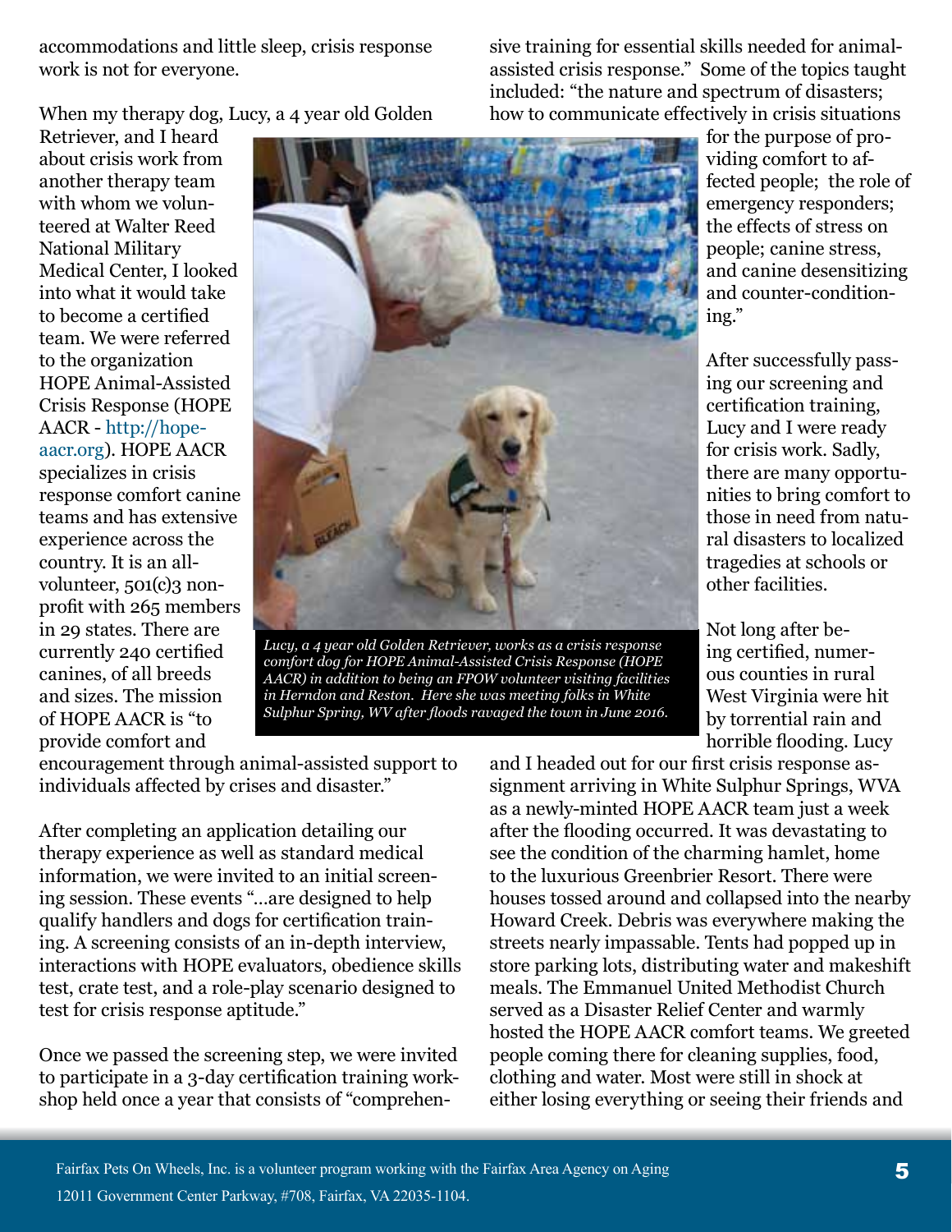accommodations and little sleep, crisis response work is not for everyone.

When my therapy dog, Lucy, a 4 year old Golden Retriever, and I heard about crisis work from another therapy team with whom we volunteered at Walter Reed National Military Medical Center, I looked into what it would take to become a certified team. We were referred to the organization HOPE Animal-Assisted Crisis Response (HOPE AACR - http://hope-aacr.org). HOPE AACR specializes in crisis response comfort canine teams and has extensive experience across the country. It is an all-volunteer, 501(c)3 nonprofit with 265 members in 29 states. There are currently 240 certified canines, of all breeds and sizes. The mission of HOPE AACR is "to provide comfort and encouragement through animal-assisted support to individuals affected by crises and disaster."

*Lucy, a 4 year old Golden Retriever, works as a crisis response comfort dog for HOPE Animal-Assisted Crisis Response (HOPE AACR) in addition to being an FPOW volunteer visiting facilities in Herndon and Reston. Here she was meeting folks in White Sulphur Spring, WV after floods ravaged the town in June 2016.*

After completing an application detailing our therapy experience as well as standard medical information, we were invited to an initial screening session. These events "...are designed to help qualify handlers and dogs for certification training. A screening consists of an in-depth interview, interactions with HOPE evaluators, obedience skills test, crate test, and a role-play scenario designed to test for crisis response aptitude."

Once we passed the screening step, we were invited to participate in a 3-day certification training workshop held once a year that consists of "comprehensive training for essential skills needed for animal-assisted crisis response." Some of the topics taught included: "the nature and spectrum of disasters; how to communicate effectively in crisis situations for the purpose of providing comfort to affected people; the role of emergency responders; the effects of stress on people; canine stress, and canine desensitizing and counter-conditioning."

After successfully passing our screening and certification training, Lucy and I were ready for crisis work. Sadly, there are many opportunities to bring comfort to those in need from natural disasters to localized tragedies at schools or other facilities.

Not long after being certified, numerous counties in rural West Virginia were hit by torrential rain and horrible flooding. Lucy and I headed out for our first crisis response assignment arriving in White Sulphur Springs, WVA as a newly-minted HOPE AACR team just a week after the flooding occurred. It was devastating to see the condition of the charming hamlet, home to the luxurious Greenbrier Resort. There were houses tossed around and collapsed into the nearby Howard Creek. Debris was everywhere making the streets nearly impassable. Tents had popped up in store parking lots, distributing water and makeshift meals. The Emmanuel United Methodist Church served as a Disaster Relief Center and warmly hosted the HOPE AACR comfort teams. We greeted people coming there for cleaning supplies, food, clothing and water. Most were still in shock at either losing everything or seeing their friends and

Fairfax Pets On Wheels, Inc. is a volunteer program working with the Fairfax Area Agency on Aging
12011 Government Center Parkway, #708, Fairfax, VA 22035-1104.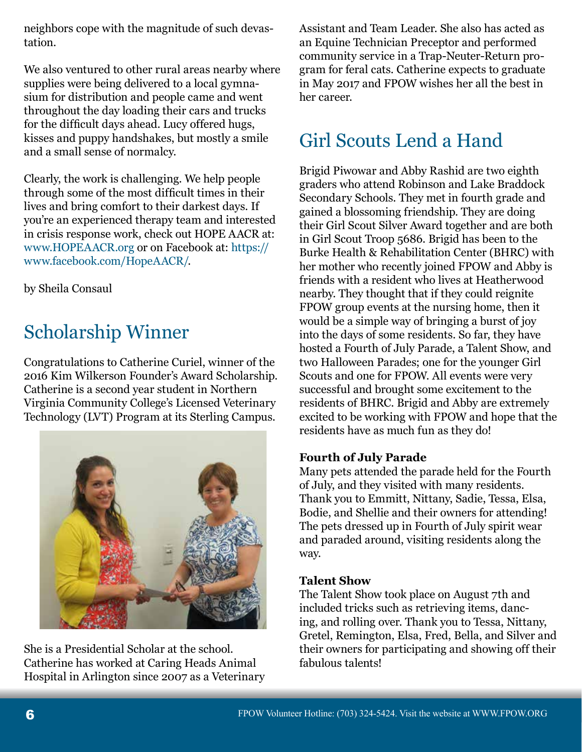neighbors cope with the magnitude of such devastation.

We also ventured to other rural areas nearby where supplies were being delivered to a local gymnasium for distribution and people came and went throughout the day loading their cars and trucks for the difficult days ahead. Lucy offered hugs, kisses and puppy handshakes, but mostly a smile and a small sense of normalcy.

Clearly, the work is challenging. We help people through some of the most difficult times in their lives and bring comfort to their darkest days. If you're an experienced therapy team and interested in crisis response work, check out HOPE AACR at: www.HOPEAACR.org or on Facebook at: https://www.facebook.com/HopeAACR/.

by Sheila Consaul

## Scholarship Winner

Congratulations to Catherine Curiel, winner of the 2016 Kim Wilkerson Founder's Award Scholarship. Catherine is a second year student in Northern Virginia Community College's Licensed Veterinary Technology (LVT) Program at its Sterling Campus.

She is a Presidential Scholar at the school. Catherine has worked at Caring Heads Animal Hospital in Arlington since 2007 as a Veterinary Assistant and Team Leader. She also has acted as an Equine Technician Preceptor and performed community service in a Trap-Neuter-Return program for feral cats. Catherine expects to graduate in May 2017 and FPOW wishes her all the best in her career.

## Girl Scouts Lend a Hand

Brigid Piwowar and Abby Rashid are two eighth graders who attend Robinson and Lake Braddock Secondary Schools. They met in fourth grade and gained a blossoming friendship. They are doing their Girl Scout Silver Award together and are both in Girl Scout Troop 5686. Brigid has been to the Burke Health & Rehabilitation Center (BHRC) with her mother who recently joined FPOW and Abby is friends with a resident who lives at Heatherwood nearby. They thought that if they could reignite FPOW group events at the nursing home, then it would be a simple way of bringing a burst of joy into the days of some residents. So far, they have hosted a Fourth of July Parade, a Talent Show, and two Halloween Parades; one for the younger Girl Scouts and one for FPOW. All events were very successful and brought some excitement to the residents of BHRC. Brigid and Abby are extremely excited to be working with FPOW and hope that the residents have as much fun as they do!

**Fourth of July Parade**

Many pets attended the parade held for the Fourth of July, and they visited with many residents. Thank you to Emmitt, Nittany, Sadie, Tessa, Elsa, Bodie, and Shellie and their owners for attending! The pets dressed up in Fourth of July spirit wear and paraded around, visiting residents along the way.

**Talent Show**

The Talent Show took place on August 7th and included tricks such as retrieving items, dancing, and rolling over. Thank you to Tessa, Nittany, Gretel, Remington, Elsa, Fred, Bella, and Silver and their owners for participating and showing off their fabulous talents!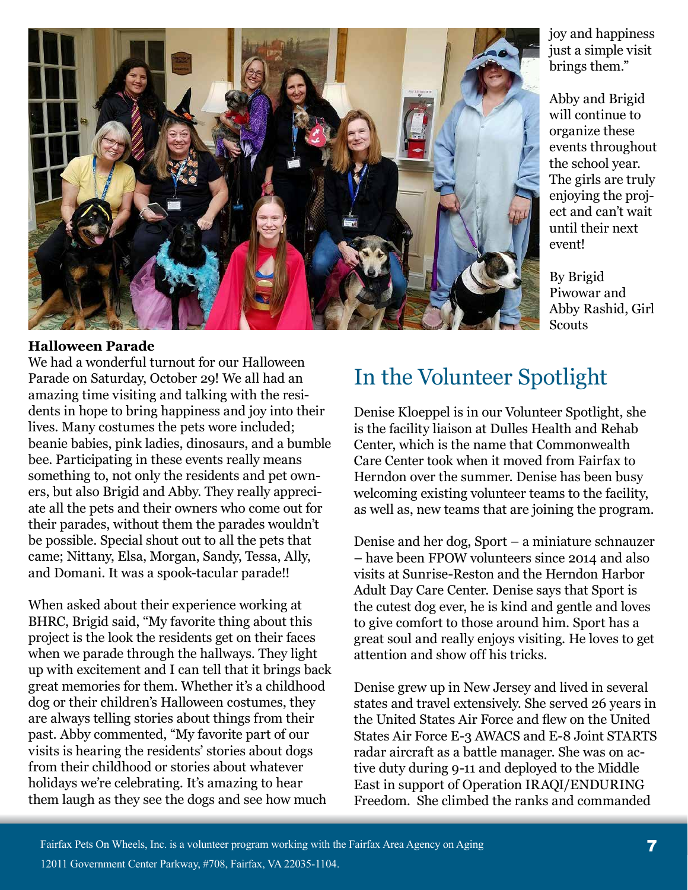joy and happiness just a simple visit brings them."

Abby and Brigid will continue to organize these events throughout the school year. The girls are truly enjoying the project and can't wait until their next event!

By Brigid Piwowar and Abby Rashid, Girl Scouts

**Halloween Parade**

We had a wonderful turnout for our Halloween Parade on Saturday, October 29! We all had an amazing time visiting and talking with the residents in hope to bring happiness and joy into their lives. Many costumes the pets wore included; beanie babies, pink ladies, dinosaurs, and a bumble bee. Participating in these events really means something to, not only the residents and pet owners, but also Brigid and Abby. They really appreciate all the pets and their owners who come out for their parades, without them the parades wouldn't be possible. Special shout out to all the pets that came; Nittany, Elsa, Morgan, Sandy, Tessa, Ally, and Domani. It was a spook-tacular parade!!

When asked about their experience working at BHRC, Brigid said, "My favorite thing about this project is the look the residents get on their faces when we parade through the hallways. They light up with excitement and I can tell that it brings back great memories for them. Whether it's a childhood dog or their children's Halloween costumes, they are always telling stories about things from their past. Abby commented, "My favorite part of our visits is hearing the residents' stories about dogs from their childhood or stories about whatever holidays we're celebrating. It's amazing to hear them laugh as they see the dogs and see how much

## In the Volunteer Spotlight

Denise Kloeppel is in our Volunteer Spotlight, she is the facility liaison at Dulles Health and Rehab Center, which is the name that Commonwealth Care Center took when it moved from Fairfax to Herndon over the summer. Denise has been busy welcoming existing volunteer teams to the facility, as well as, new teams that are joining the program.

Denise and her dog, Sport – a miniature schnauzer – have been FPOW volunteers since 2014 and also visits at Sunrise-Reston and the Herndon Harbor Adult Day Care Center. Denise says that Sport is the cutest dog ever, he is kind and gentle and loves to give comfort to those around him. Sport has a great soul and really enjoys visiting. He loves to get attention and show off his tricks.

Denise grew up in New Jersey and lived in several states and travel extensively. She served 26 years in the United States Air Force and flew on the United States Air Force E-3 AWACS and E-8 Joint STARTS radar aircraft as a battle manager. She was on active duty during 9-11 and deployed to the Middle East in support of Operation IRAQI/ENDURING Freedom. She climbed the ranks and commanded

Fairfax Pets On Wheels, Inc. is a volunteer program working with the Fairfax Area Agency on Aging
12011 Government Center Parkway, #708, Fairfax, VA 22035-1104.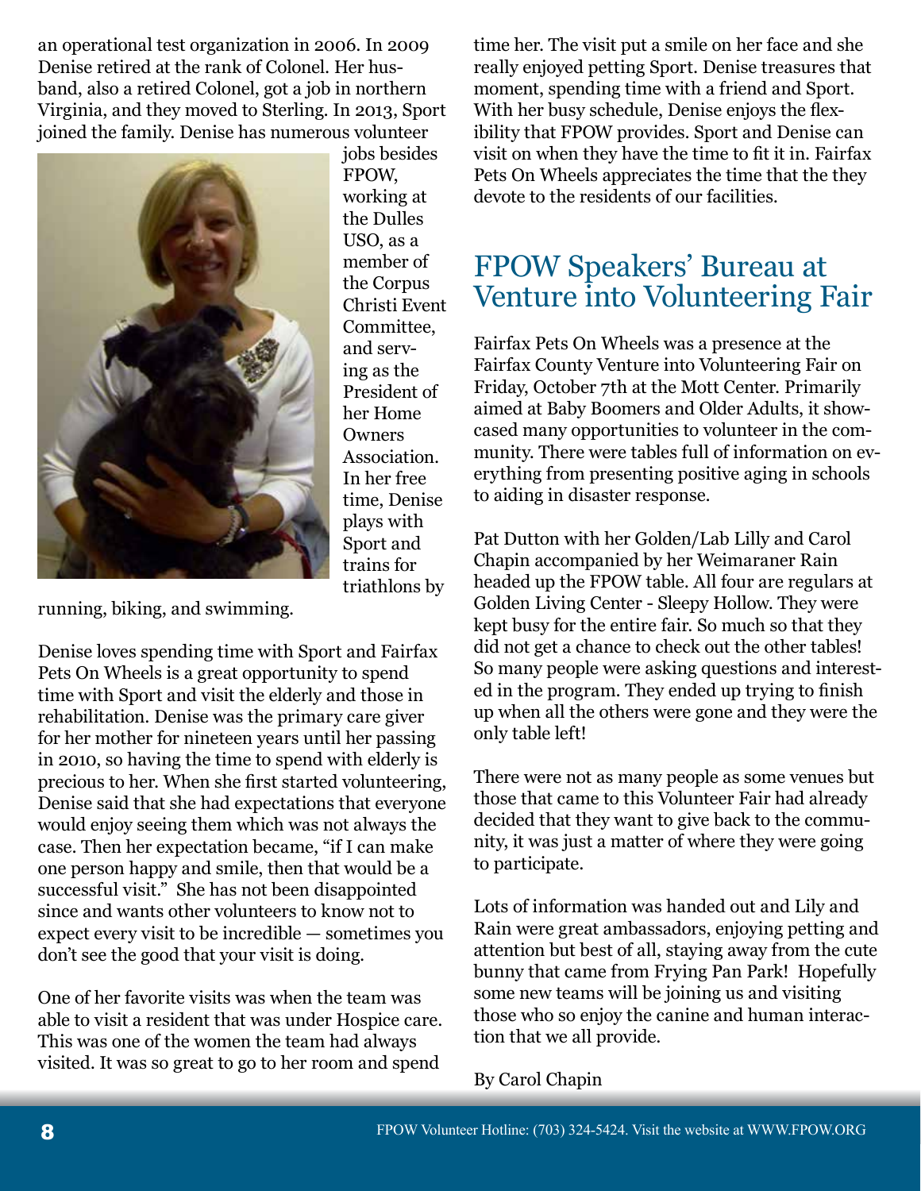an operational test organization in 2006. In 2009 Denise retired at the rank of Colonel. Her husband, also a retired Colonel, got a job in northern Virginia, and they moved to Sterling. In 2013, Sport joined the family. Denise has numerous volunteer jobs besides FPOW, working at the Dulles USO, as a member of the Corpus Christi Event Committee, and serving as the President of her Home Owners Association. In her free time, Denise plays with Sport and trains for triathlons by running, biking, and swimming.

Denise loves spending time with Sport and Fairfax Pets On Wheels is a great opportunity to spend time with Sport and visit the elderly and those in rehabilitation. Denise was the primary care giver for her mother for nineteen years until her passing in 2010, so having the time to spend with elderly is precious to her. When she first started volunteering, Denise said that she had expectations that everyone would enjoy seeing them which was not always the case. Then her expectation became, "if I can make one person happy and smile, then that would be a successful visit." She has not been disappointed since and wants other volunteers to know not to expect every visit to be incredible — sometimes you don't see the good that your visit is doing.

One of her favorite visits was when the team was able to visit a resident that was under Hospice care. This was one of the women the team had always visited. It was so great to go to her room and spend time her. The visit put a smile on her face and she really enjoyed petting Sport. Denise treasures that moment, spending time with a friend and Sport. With her busy schedule, Denise enjoys the flexibility that FPOW provides. Sport and Denise can visit on when they have the time to fit it in. Fairfax Pets On Wheels appreciates the time that the they devote to the residents of our facilities.

## FPOW Speakers' Bureau at Venture into Volunteering Fair

Fairfax Pets On Wheels was a presence at the Fairfax County Venture into Volunteering Fair on Friday, October 7th at the Mott Center. Primarily aimed at Baby Boomers and Older Adults, it showcased many opportunities to volunteer in the community. There were tables full of information on everything from presenting positive aging in schools to aiding in disaster response.

Pat Dutton with her Golden/Lab Lilly and Carol Chapin accompanied by her Weimaraner Rain headed up the FPOW table. All four are regulars at Golden Living Center - Sleepy Hollow. They were kept busy for the entire fair. So much so that they did not get a chance to check out the other tables! So many people were asking questions and interested in the program. They ended up trying to finish up when all the others were gone and they were the only table left!

There were not as many people as some venues but those that came to this Volunteer Fair had already decided that they want to give back to the community, it was just a matter of where they were going to participate.

Lots of information was handed out and Lily and Rain were great ambassadors, enjoying petting and attention but best of all, staying away from the cute bunny that came from Frying Pan Park! Hopefully some new teams will be joining us and visiting those who so enjoy the canine and human interaction that we all provide.

By Carol Chapin

FPOW Volunteer Hotline: (703) 324-5424. Visit the website at WWW.FPOW.ORG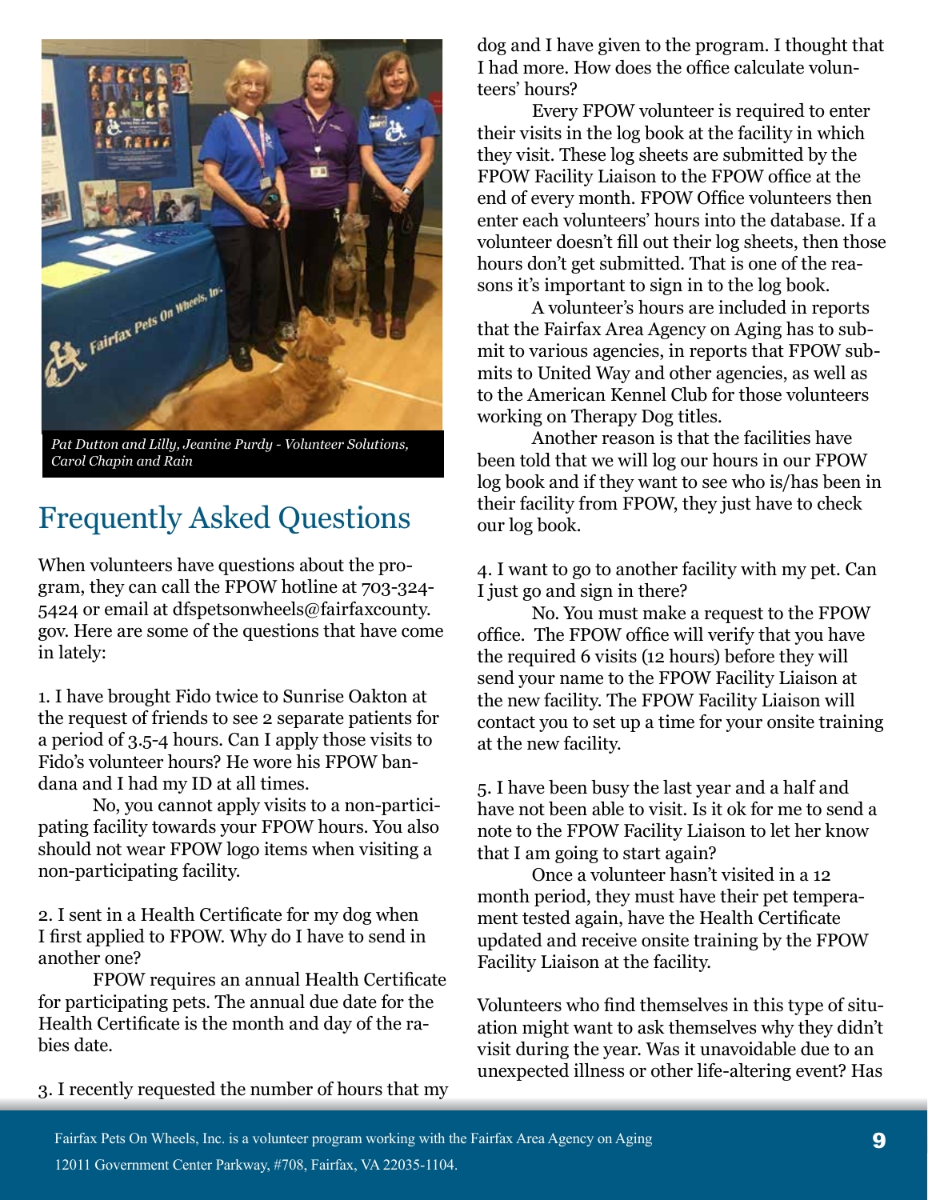*Pat Dutton and Lilly, Jeanine Purdy - Volunteer Solutions, Carol Chapin and Rain*

## Frequently Asked Questions

When volunteers have questions about the program, they can call the FPOW hotline at 703-324-5424 or email at dfspetsonwheels@fairfaxcounty.gov. Here are some of the questions that have come in lately:

1. I have brought Fido twice to Sunrise Oakton at the request of friends to see 2 separate patients for a period of 3.5-4 hours. Can I apply those visits to Fido's volunteer hours? He wore his FPOW bandana and I had my ID at all times.

No, you cannot apply visits to a non-participating facility towards your FPOW hours. You also should not wear FPOW logo items when visiting a non-participating facility.

2. I sent in a Health Certificate for my dog when I first applied to FPOW. Why do I have to send in another one?

FPOW requires an annual Health Certificate for participating pets. The annual due date for the Health Certificate is the month and day of the rabies date.

3. I recently requested the number of hours that my dog and I have given to the program. I thought that I had more. How does the office calculate volunteers' hours?

Every FPOW volunteer is required to enter their visits in the log book at the facility in which they visit. These log sheets are submitted by the FPOW Facility Liaison to the FPOW office at the end of every month. FPOW Office volunteers then enter each volunteers' hours into the database. If a volunteer doesn't fill out their log sheets, then those hours don't get submitted. That is one of the reasons it's important to sign in to the log book.

A volunteer's hours are included in reports that the Fairfax Area Agency on Aging has to submit to various agencies, in reports that FPOW submits to United Way and other agencies, as well as to the American Kennel Club for those volunteers working on Therapy Dog titles.

Another reason is that the facilities have been told that we will log our hours in our FPOW log book and if they want to see who is/has been in their facility from FPOW, they just have to check our log book.

4. I want to go to another facility with my pet. Can I just go and sign in there?

No. You must make a request to the FPOW office. The FPOW office will verify that you have the required 6 visits (12 hours) before they will send your name to the FPOW Facility Liaison at the new facility. The FPOW Facility Liaison will contact you to set up a time for your onsite training at the new facility.

5. I have been busy the last year and a half and have not been able to visit. Is it ok for me to send a note to the FPOW Facility Liaison to let her know that I am going to start again?

Once a volunteer hasn't visited in a 12 month period, they must have their pet temperament tested again, have the Health Certificate updated and receive onsite training by the FPOW Facility Liaison at the facility.

Volunteers who find themselves in this type of situation might want to ask themselves why they didn't visit during the year. Was it unavoidable due to an unexpected illness or other life-altering event? Has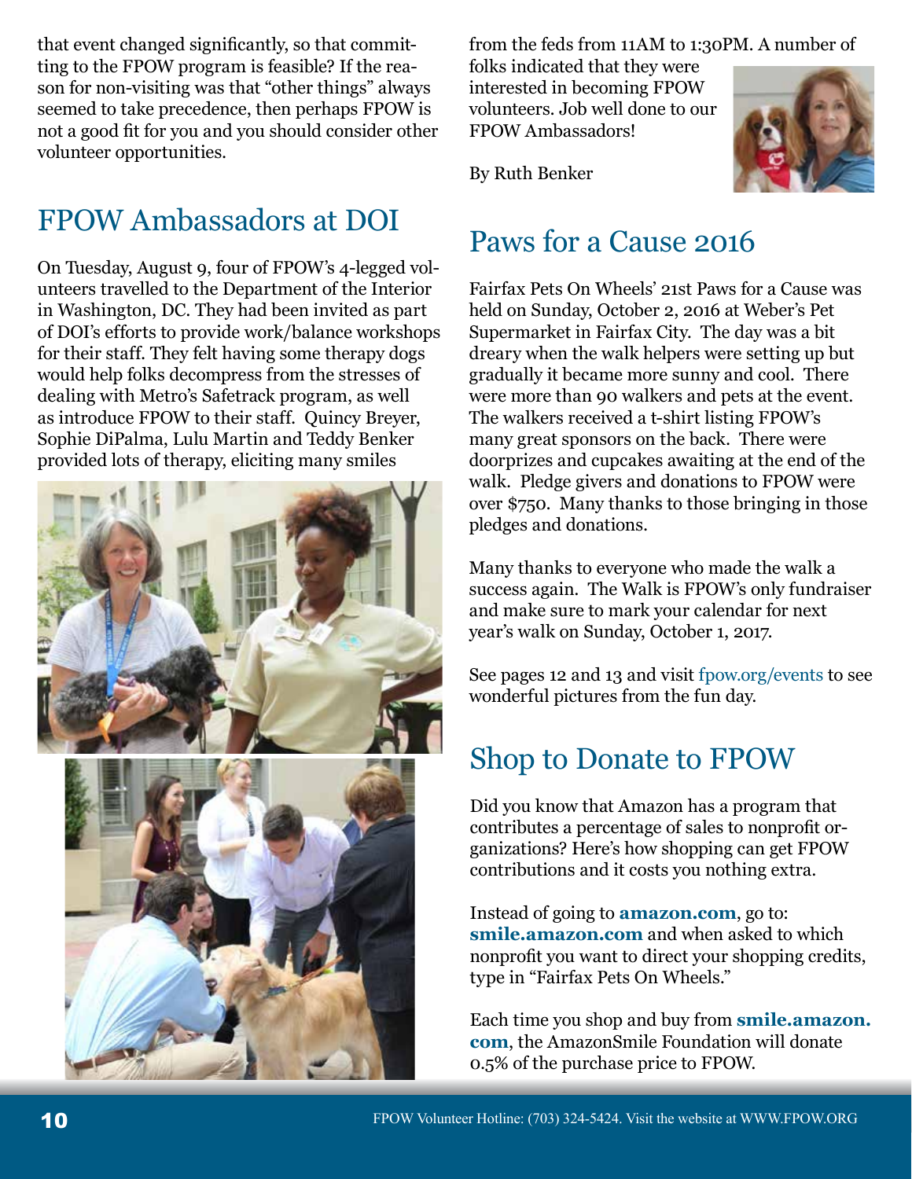that event changed significantly, so that committing to the FPOW program is feasible? If the reason for non-visiting was that "other things" always seemed to take precedence, then perhaps FPOW is not a good fit for you and you should consider other volunteer opportunities.

## FPOW Ambassadors at DOI

On Tuesday, August 9, four of FPOW's 4-legged volunteers travelled to the Department of the Interior in Washington, DC. They had been invited as part of DOI's efforts to provide work/balance workshops for their staff. They felt having some therapy dogs would help folks decompress from the stresses of dealing with Metro's Safetrack program, as well as introduce FPOW to their staff. Quincy Breyer, Sophie DiPalma, Lulu Martin and Teddy Benker provided lots of therapy, eliciting many smiles from the feds from 11AM to 1:30PM. A number of folks indicated that they were interested in becoming FPOW volunteers. Job well done to our FPOW Ambassadors!

By Ruth Benker

## Paws for a Cause 2016

Fairfax Pets On Wheels' 21st Paws for a Cause was held on Sunday, October 2, 2016 at Weber's Pet Supermarket in Fairfax City. The day was a bit dreary when the walk helpers were setting up but gradually it became more sunny and cool. There were more than 90 walkers and pets at the event. The walkers received a t-shirt listing FPOW's many great sponsors on the back. There were doorprizes and cupcakes awaiting at the end of the walk. Pledge givers and donations to FPOW were over $750. Many thanks to those bringing in those pledges and donations.

Many thanks to everyone who made the walk a success again. The Walk is FPOW's only fundraiser and make sure to mark your calendar for next year's walk on Sunday, October 1, 2017.

See pages 12 and 13 and visit fpow.org/events to see wonderful pictures from the fun day.

## Shop to Donate to FPOW

Did you know that Amazon has a program that contributes a percentage of sales to nonprofit organizations? Here's how shopping can get FPOW contributions and it costs you nothing extra.

Instead of going to **amazon.com**, go to: **smile.amazon.com** and when asked to which nonprofit you want to direct your shopping credits, type in "Fairfax Pets On Wheels."

Each time you shop and buy from **smile.amazon.com**, the AmazonSmile Foundation will donate 0.5% of the purchase price to FPOW.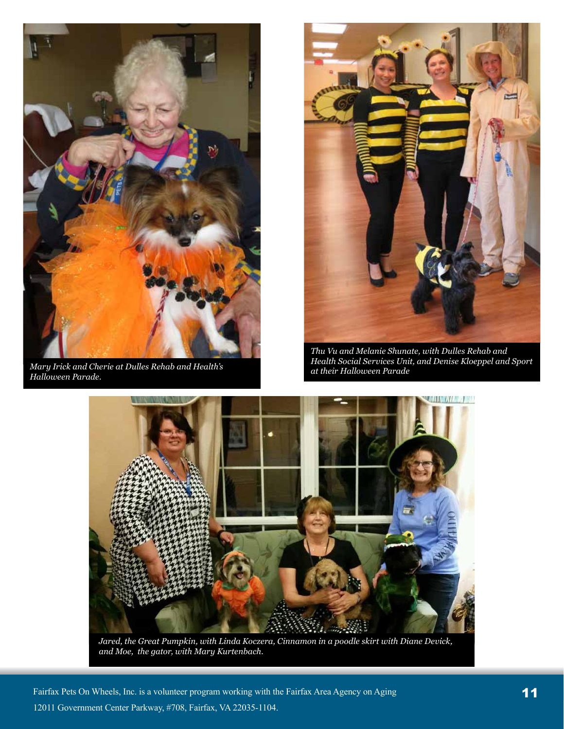*Mary Irick and Cherie at Dulles Rehab and Health's Halloween Parade.*

*Thu Vu and Melanie Shunate, with Dulles Rehab and Health Social Services Unit, and Denise Kloeppel and Sport at their Halloween Parade*

*Jared, the Great Pumpkin, with Linda Koczera, Cinnamon in a poodle skirt with Diane Devick, and Moe, the gator, with Mary Kurtenbach.*

Fairfax Pets On Wheels, Inc. is a volunteer program working with the Fairfax Area Agency on Aging
12011 Government Center Parkway, #708, Fairfax, VA 22035-1104.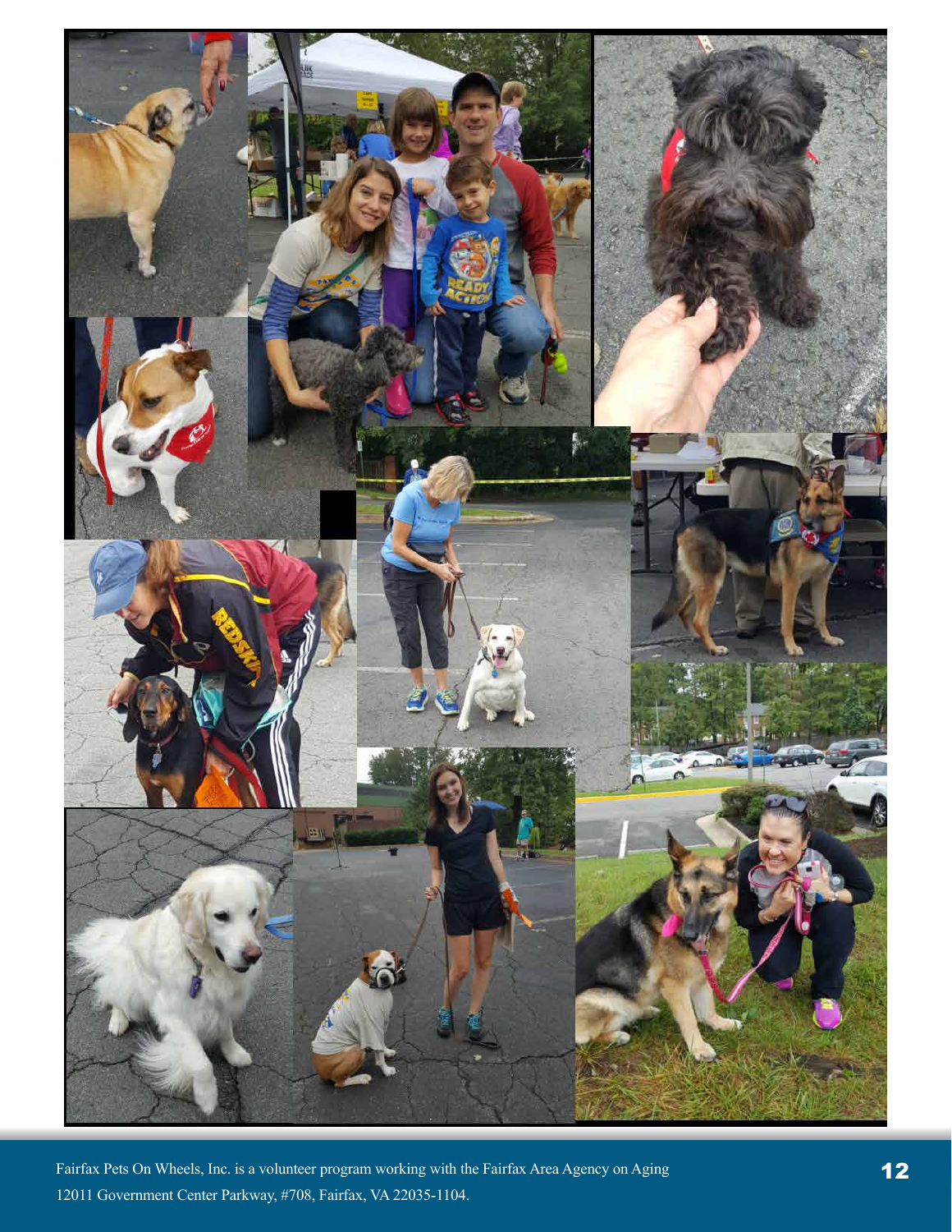Fairfax Pets On Wheels, Inc. is a volunteer program working with the Fairfax Area Agency on Aging
12011 Government Center Parkway, #708, Fairfax, VA 22035-1104.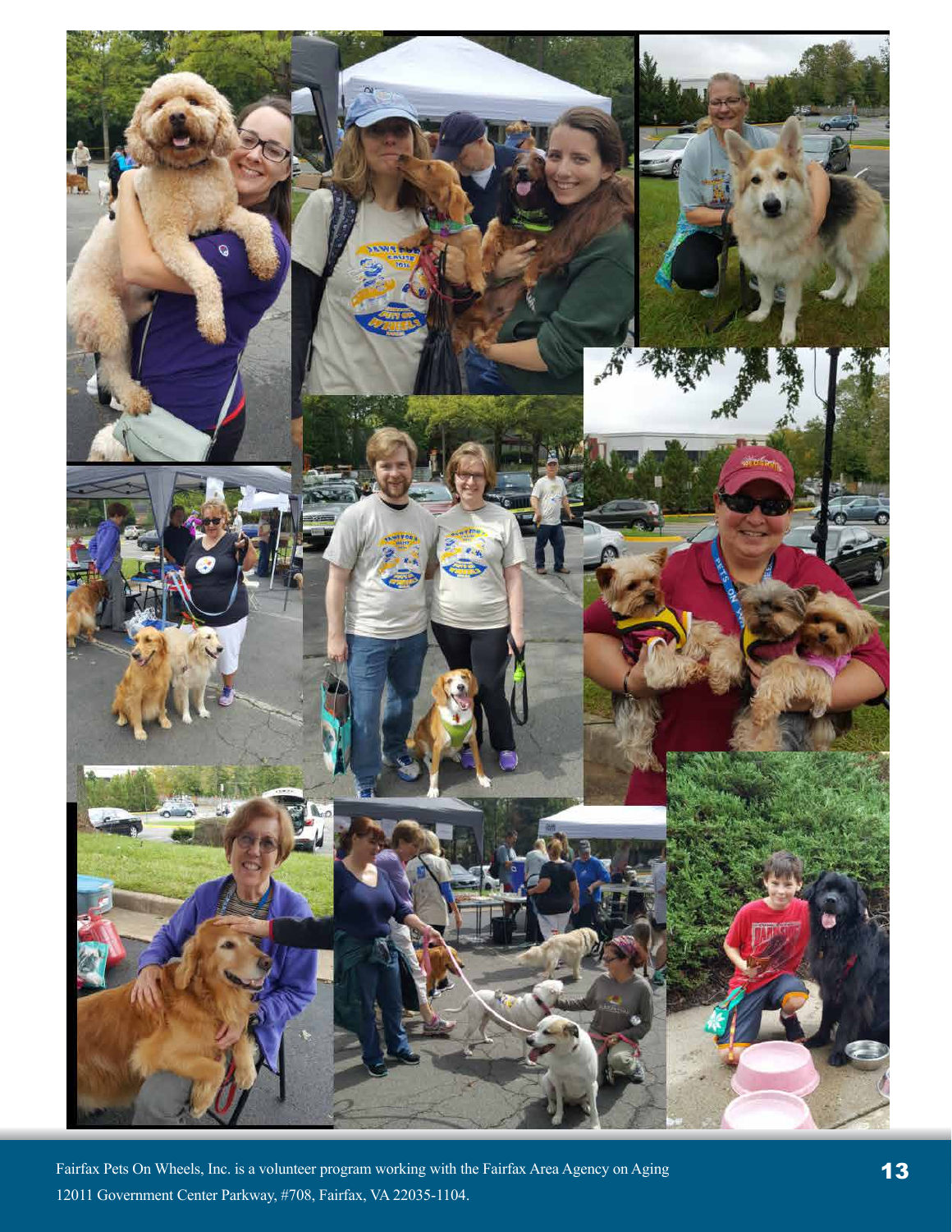Fairfax Pets On Wheels, Inc. is a volunteer program working with the Fairfax Area Agency on Aging
12011 Government Center Parkway, #708, Fairfax, VA 22035-1104.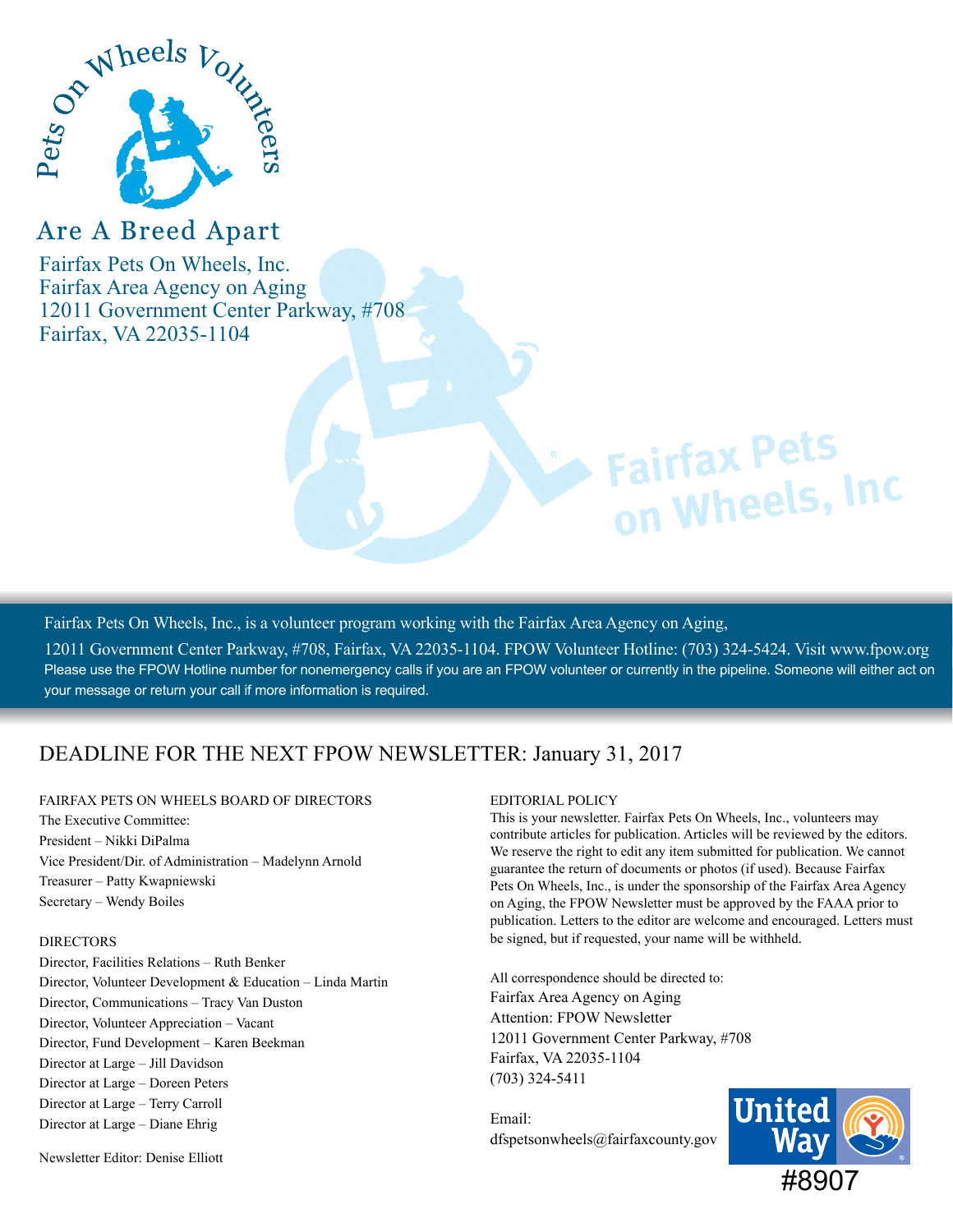Pets On Wheels Volunteers

Are A Breed Apart

Fairfax Pets On Wheels, Inc.
Fairfax Area Agency on Aging
12011 Government Center Parkway, #708
Fairfax, VA 22035-1104

Fairfax Pets on Wheels, Inc

Fairfax Pets On Wheels, Inc., is a volunteer program working with the Fairfax Area Agency on Aging, 12011 Government Center Parkway, #708, Fairfax, VA 22035-1104. FPOW Volunteer Hotline: (703) 324-5424. Visit www.fpow.org
Please use the FPOW Hotline number for nonemergency calls if you are an FPOW volunteer or currently in the pipeline. Someone will either act on your message or return your call if more information is required.

## DEADLINE FOR THE NEXT FPOW NEWSLETTER: January 31, 2017

FAIRFAX PETS ON WHEELS BOARD OF DIRECTORS

The Executive Committee:
President – Nikki DiPalma
Vice President/Dir. of Administration – Madelynn Arnold
Treasurer – Patty Kwapniewski
Secretary – Wendy Boiles

DIRECTORS

Director, Facilities Relations – Ruth Benker
Director, Volunteer Development & Education – Linda Martin
Director, Communications – Tracy Van Duston
Director, Volunteer Appreciation – Vacant
Director, Fund Development – Karen Beekman
Director at Large – Jill Davidson
Director at Large – Doreen Peters
Director at Large – Terry Carroll
Director at Large – Diane Ehrig

Newsletter Editor: Denise Elliott

EDITORIAL POLICY

This is your newsletter. Fairfax Pets On Wheels, Inc., volunteers may contribute articles for publication. Articles will be reviewed by the editors. We reserve the right to edit any item submitted for publication. We cannot guarantee the return of documents or photos (if used). Because Fairfax Pets On Wheels, Inc., is under the sponsorship of the Fairfax Area Agency on Aging, the FPOW Newsletter must be approved by the FAAA prior to publication. Letters to the editor are welcome and encouraged. Letters must be signed, but if requested, your name will be withheld.

All correspondence should be directed to:
Fairfax Area Agency on Aging
Attention: FPOW Newsletter
12011 Government Center Parkway, #708
Fairfax, VA 22035-1104
(703) 324-5411

Email:
dfspetsonwheels@fairfaxcounty.gov

United Way
#8907